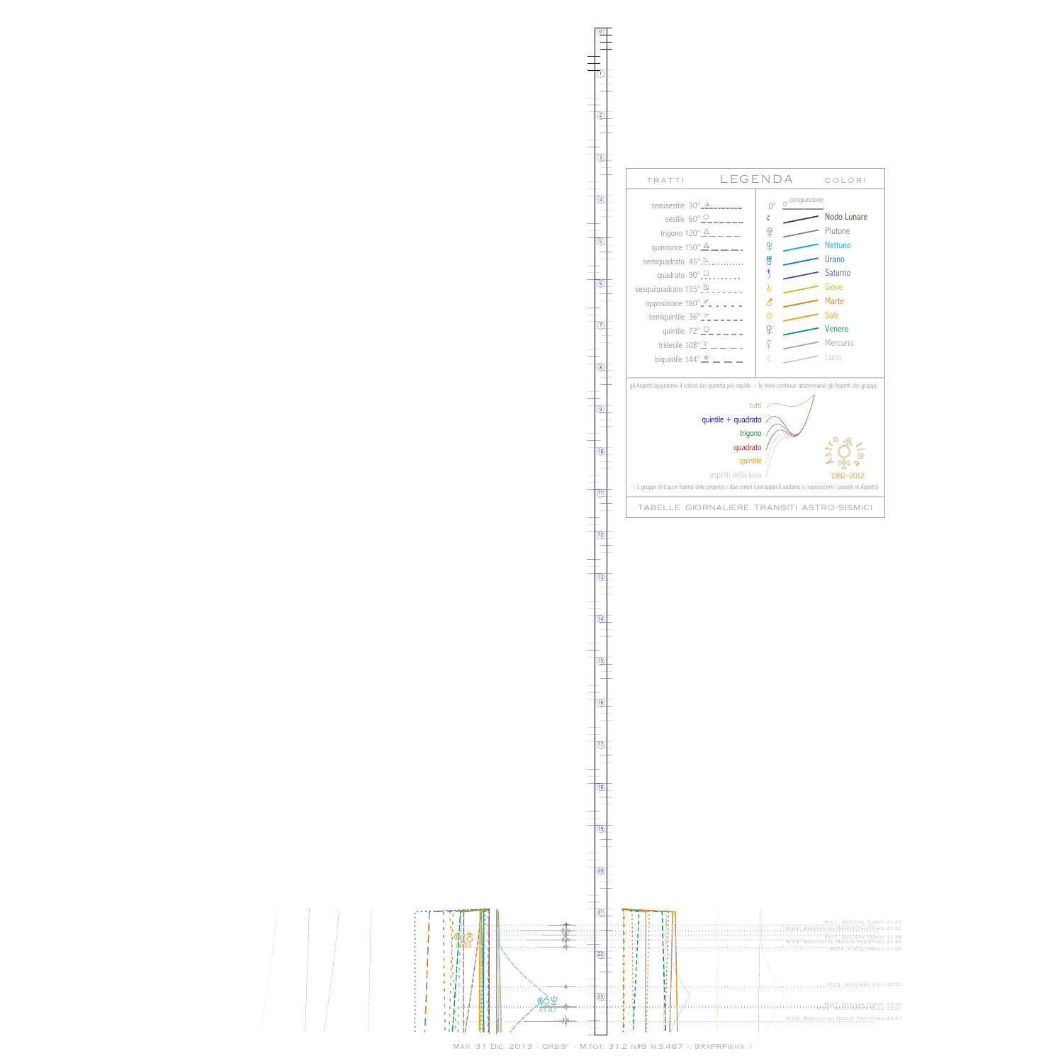## LEGENDA

TRATTI | COLORI

| Tratti | | Colori | |
|---|---|---|---|
| semisestile 30° | | 0° | congiunzione |
| sestile 60° | | ☊ | Nodo Lunare |
| trigono 120° | | ♇ | Plutone |
| quinconce 150° | | ♆ | Nettuno |
| semiquadrato 45° | | ♅ | Urano |
| quadrato 90° | | ♄ | Saturno |
| sesquiquadrato 135° | | ♃ | Giove |
| opposizione 180° | | ♂ | Marte |
| semiquintile 36° | | ☉ | Sole |
| quintile 72° | | ♀ | Venere |
| tridecile 108° | | ☿ | Mercurio |
| biquintile 144° | | ☾ | Luna |

gli Aspetti assumono il colore del pianeta più rapido - le linee continue assommano gli Aspetti dei gruppi:

- tutti
- quintile + quadrato
- trigono
- quadrato
- quintile
- aspetti della luna

Astro time 1992–2012

i 3 gruppi di tracce hanno stile proprio; i due colori sovrapposti aiutano a riconoscere i pianeti in Aspetto

TABELLE GIORNALIERE TRANSITI ASTRO-SISMICI

M.2.1 Western Turkey 21:23
M.5.2 Babuyan Isl Region Philippines 21:32
M.2.4 Western Turkey 21:38
M.4.8 Babuyan Isl Region Philippines 21:45
M.2.9 Crete Greece 21:55
M.2.3 Southern Italy 22:52
M.2.7 Western Turkey 23:20
M.2.7 Antofagasta Chile 23:21
M.5.0 Babuyan Isl Region Philippines 23:41

Mar. 31 Dic. 2013 - Orb:9° - M.tot: 31.2 n#9 m:3.467 -: 9XxPRPwhx :-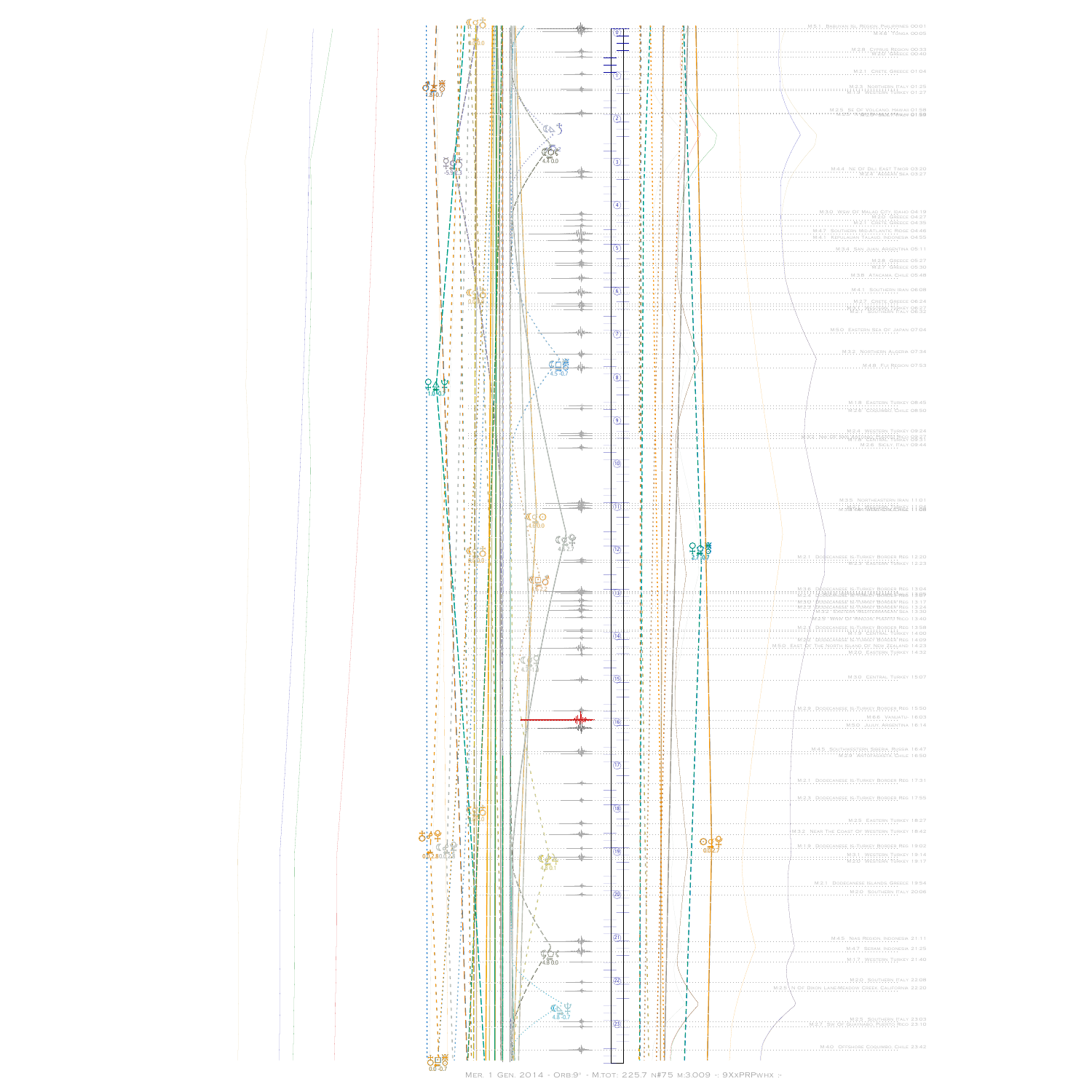M.5.1 Babuyan Is. Region Philippines 00:01
M.4.6 Tonga 00:05
M.2.8 Cyprus Region 00:33
M.2.2 Greece 00:40
M.2.1 Crete Greece 01:04
M.2.3 Northern Italy 01:25
M.1.9 Western Turkey 01:27
M.2.5 SE of Volcano Hawaii 01:58
M.4.4 NE of Dili East Timor 03:20
M.2.3 Aegean Sea 03:27
M.3.0 WSW of Malad City Idaho 04:19
M.2.0 Greece 04:27
M.2.1 Crete Greece 04:35
M.4.7 Southern Mid-Atlantic Ridge 04:46
M.4.1 Kepulauan Talaud Indonesia 04:55
M.3.4 San Juan Argentina 05:11
M.2.8 Greece 05:27
M.2.7 Greece 05:30
M.3.6 Atacama Chile 05:48
M.4.1 Southern Iran 06:08
M.2.7 Crete Greece 06:24
M.2.7 Southern Italy 06:32
M.5.0 Eastern Sea of Japan 07:04
M.3.2 Northern Algeria 07:34
M.4.8 Fiji Region 07:53
M.1.8 Eastern Turkey 08:45
M.2.6 Coquimbo Chile 08:50
M.2.4 Western Turkey 09:24
M.1.8 Central Turkey 09:31
M.2.6 Sicily Italy 09:44
M.3.5 Northeastern Iran 11:01
M.2.1 Dodecanese Is.-Turkey Border Reg 12:20
M.2.3 Eastern Turkey 12:23
M.3.6 Dodecanese Is.-Turkey Border Reg 13:04
M.3.0 Dodecanese Is.-Turkey Border Reg 13:17
M.3.2 Eastern Mediterranean Sea 13:30
M.2.9 West of Mayagüez Puerto Rico 13:40
M.2.1 Dodecanese Is.-Turkey Border Reg 13:58
M.1.9 Central Turkey 14:00
M.2.7 Dodecanese Is.-Turkey Border Reg 14:09
M.5.0 East of the North Island of New Zealand 14:23
M.2.0 Eastern Turkey 14:32
M.3.0 Central Turkey 15:07
M.3.9 Dodecanese Is.-Turkey Border Reg 15:50
M.6.6 Vanuatu 16:03
M.5.0 Jujuy Argentina 16:14
M.4.5 Southwestern Siberia Russia 16:47
M.2.9 Antofagasta Chile 16:50
M.2.1 Dodecanese Is.-Turkey Border Reg 17:31
M.2.3 Dodecanese Is.-Turkey Border Reg 17:55
M.2.5 Eastern Turkey 18:27
M.3.2 Near the Coast of Western Turkey 18:42
M.1.9 Dodecanese Is.-Turkey Border Reg 19:02
M.3.1 Western Turkey 19:14
M.2.0 Western Turkey 19:17
M.2.1 Dodecanese Islands Greece 19:54
M.2.0 Southern Italy 20:06
M.4.5 Nias Region Indonesia 21:11
M.4.7 Seram Indonesia 21:25
M.1.7 Western Turkey 21:40
M.2.0 Southern Italy 22:08
M.2.5 N of Dixon Lane-Meadow Creek California 22:20
M.2.5 Southern Italy 23:03
M.4.0 Offshore Coquimbo Chile 23:42

Mer. 1 Gen. 2014 - Orb:9° - M.tot: 225.7 n#75 m:3.009 -: 9XxPRPwhx :-